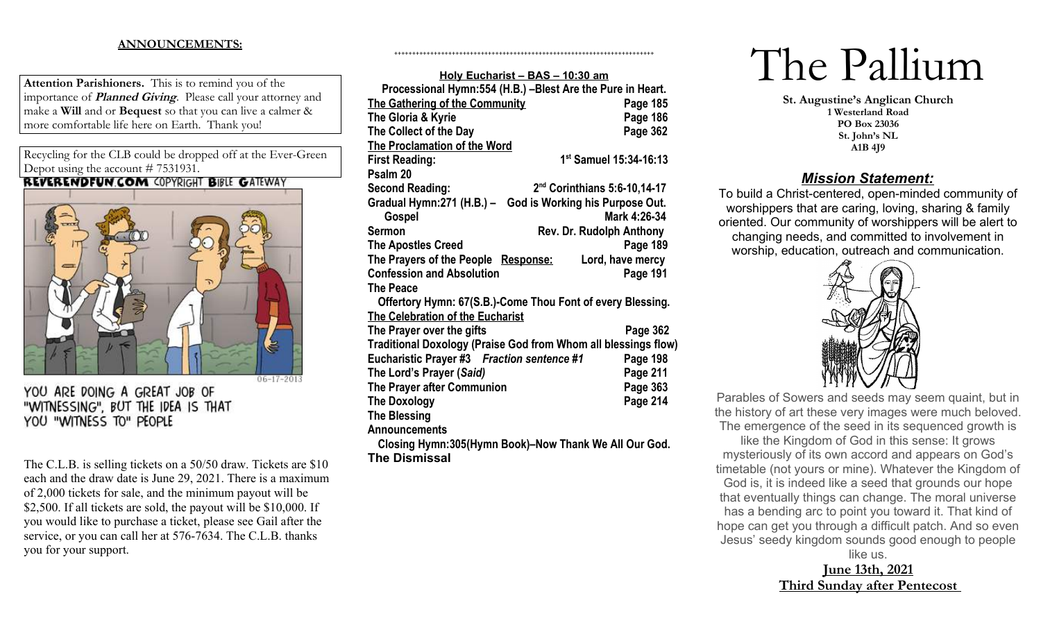**ANNOUNCEMENTS:**

**Attention Parishioners.** This is to remind you of the importance of ***Planned Giving***. Please call your attorney and make a **Will** and or **Bequest** so that you can live a calmer & more comfortable life here on Earth. Thank you!

Recycling for the CLB could be dropped off at the Ever-Green Depot using the account # 7531931.

REVERENDFUN.COM COPYRIGHT BIBLE GATEWAY

06-17-2013

YOU ARE DOING A GREAT JOB OF "WITNESSING", BUT THE IDEA IS THAT YOU "WITNESS TO" PEOPLE

The C.L.B. is selling tickets on a 50/50 draw. Tickets are $10 each and the draw date is June 29, 2021. There is a maximum of 2,000 tickets for sale, and the minimum payout will be $2,500. If all tickets are sold, the payout will be $10,000. If you would like to purchase a ticket, please see Gail after the service, or you can call her at 576-7634. The C.L.B. thanks you for your support.

++++++++++++++++++++++++++++++++++++++++++++++++++++++++++++++++++++

**Holy Eucharist – BAS – 10:30 am**

**Processional Hymn:554 (H.B.) –Blest Are the Pure in Heart.**

| | |
|---|---|
| **The Gathering of the Community** | **Page 185** |
| **The Gloria & Kyrie** | **Page 186** |
| **The Collect of the Day** | **Page 362** |
| **The Proclamation of the Word** | |
| **First Reading:** | **1st Samuel 15:34-16:13** |
| **Psalm 20** | |
| **Second Reading:** | **2nd Corinthians 5:6-10,14-17** |
| **Gradual Hymn:271 (H.B.) –** | **God is Working his Purpose Out.** |
| **Gospel** | **Mark 4:26-34** |
| **Sermon** | **Rev. Dr. Rudolph Anthony** |
| **The Apostles Creed** | **Page 189** |
| **The Prayers of the People Response:** | **Lord, have mercy** |
| **Confession and Absolution** | **Page 191** |
| **The Peace** | |

**Offertory Hymn: 67(S.B.)-Come Thou Font of every Blessing.**

| | |
|---|---|
| **The Celebration of the Eucharist** | |
| **The Prayer over the gifts** | **Page 362** |
| **Traditional Doxology (Praise God from Whom all blessings flow)** | |
| **Eucharistic Prayer #3 *Fraction sentence #1*** | **Page 198** |
| **The Lord's Prayer (*Said*)** | **Page 211** |
| **The Prayer after Communion** | **Page 363** |
| **The Doxology** | **Page 214** |
| **The Blessing** | |
| **Announcements** | |

**Closing Hymn:305(Hymn Book)–Now Thank We All Our God.**

**The Dismissal**

# The Pallium

**St. Augustine's Anglican Church**
**1 Westerland Road**
**PO Box 23036**
**St. John's NL**
**A1B 4J9**

## *Mission Statement:*

To build a Christ-centered, open-minded community of worshippers that are caring, loving, sharing & family oriented. Our community of worshippers will be alert to changing needs, and committed to involvement in worship, education, outreach and communication.

Parables of Sowers and seeds may seem quaint, but in the history of art these very images were much beloved. The emergence of the seed in its sequenced growth is like the Kingdom of God in this sense: It grows mysteriously of its own accord and appears on God's timetable (not yours or mine). Whatever the Kingdom of God is, it is indeed like a seed that grounds our hope that eventually things can change. The moral universe has a bending arc to point you toward it. That kind of hope can get you through a difficult patch. And so even Jesus' seedy kingdom sounds good enough to people like us.

**June 13th, 2021**
**Third Sunday after Pentecost**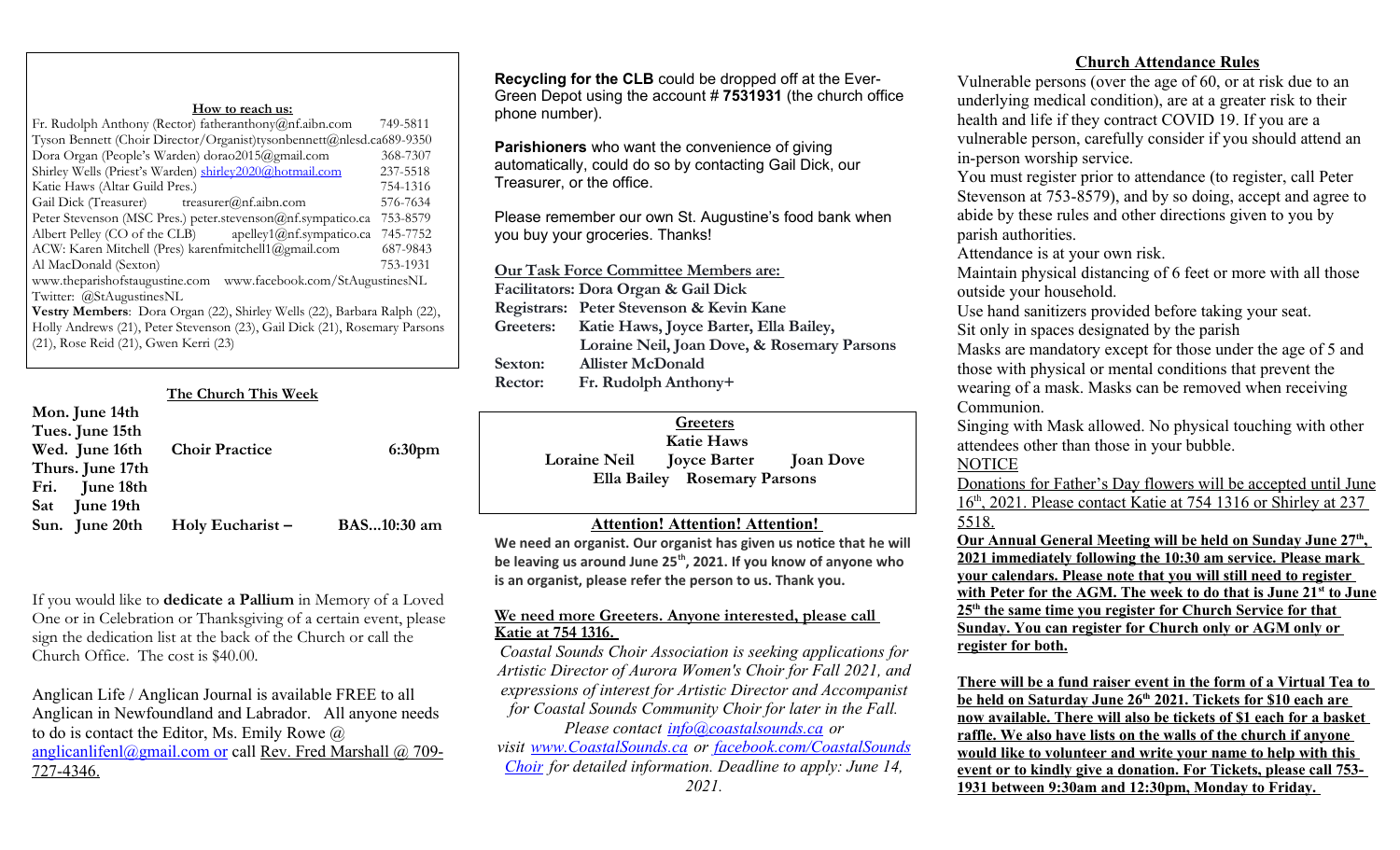## How to reach us:

| | | |
|---|---|---|
| Fr. Rudolph Anthony (Rector) | fatheranthony@nf.aibn.com | 749-5811 |
| Tyson Bennett (Choir Director/Organist) | tysonbennett@nlesd.ca | 689-9350 |
| Dora Organ (People's Warden) | dorao2015@gmail.com | 368-7307 |
| Shirley Wells (Priest's Warden) | shirley2020@hotmail.com | 237-5518 |
| Katie Haws (Altar Guild Pres.) | | 754-1316 |
| Gail Dick (Treasurer) | treasurer@nf.aibn.com | 576-7634 |
| Peter Stevenson (MSC Pres.) | peter.stevenson@nf.sympatico.ca | 753-8579 |
| Albert Pelley (CO of the CLB) | apelley1@nf.sympatico.ca | 745-7752 |
| ACW: Karen Mitchell (Pres) | karenfmitchell1@gmail.com | 687-9843 |
| Al MacDonald (Sexton) | | 753-1931 |

www.theparishofstaugustine.com www.facebook.com/StAugustinesNL

Twitter: @StAugustinesNL

**Vestry Members**: Dora Organ (22), Shirley Wells (22), Barbara Ralph (22), Holly Andrews (21), Peter Stevenson (23), Gail Dick (21), Rosemary Parsons (21), Rose Reid (21), Gwen Kerri (23)

## The Church This Week

| | | |
|---|---|---|
| **Mon. June 14th** | | |
| **Tues. June 15th** | | |
| **Wed. June 16th** | **Choir Practice** | **6:30pm** |
| **Thurs. June 17th** | | |
| **Fri. June 18th** | | |
| **Sat June 19th** | | |
| **Sun. June 20th** | **Holy Eucharist –** | **BAS...10:30 am** |

If you would like to **dedicate a Pallium** in Memory of a Loved One or in Celebration or Thanksgiving of a certain event, please sign the dedication list at the back of the Church or call the Church Office. The cost is $40.00.

Anglican Life / Anglican Journal is available FREE to all Anglican in Newfoundland and Labrador. All anyone needs to do is contact the Editor, Ms. Emily Rowe @ anglicanlifenl@gmail.com or call Rev. Fred Marshall @ 709-727-4346.

**Recycling for the CLB** could be dropped off at the Ever-Green Depot using the account # **7531931** (the church office phone number).

**Parishioners** who want the convenience of giving automatically, could do so by contacting Gail Dick, our Treasurer, or the office.

Please remember our own St. Augustine's food bank when you buy your groceries. Thanks!

**Our Task Force Committee Members are:**

**Facilitators: Dora Organ & Gail Dick**
**Registrars: Peter Stevenson & Kevin Kane**
**Greeters: Katie Haws, Joyce Barter, Ella Bailey, Loraine Neil, Joan Dove, & Rosemary Parsons**
**Sexton: Allister McDonald**
**Rector: Fr. Rudolph Anthony+**

**Greeters**

**Katie Haws**
**Loraine Neil Joyce Barter Joan Dove**
**Ella Bailey Rosemary Parsons**

**Attention! Attention! Attention!**

**We need an organist. Our organist has given us notice that he will be leaving us around June 25th, 2021. If you know of anyone who is an organist, please refer the person to us. Thank you.**

**We need more Greeters. Anyone interested, please call Katie at 754 1316.**

*Coastal Sounds Choir Association is seeking applications for Artistic Director of Aurora Women's Choir for Fall 2021, and expressions of interest for Artistic Director and Accompanist for Coastal Sounds Community Choir for later in the Fall. Please contact info@coastalsounds.ca or visit www.CoastalSounds.ca or facebook.com/CoastalSounds Choir for detailed information. Deadline to apply: June 14, 2021.*

## Church Attendance Rules

Vulnerable persons (over the age of 60, or at risk due to an underlying medical condition), are at a greater risk to their health and life if they contract COVID 19. If you are a vulnerable person, carefully consider if you should attend an in-person worship service.

You must register prior to attendance (to register, call Peter Stevenson at 753-8579), and by so doing, accept and agree to abide by these rules and other directions given to you by parish authorities.

Attendance is at your own risk.

Maintain physical distancing of 6 feet or more with all those outside your household.

Use hand sanitizers provided before taking your seat.

Sit only in spaces designated by the parish

Masks are mandatory except for those under the age of 5 and those with physical or mental conditions that prevent the wearing of a mask. Masks can be removed when receiving Communion.

Singing with Mask allowed. No physical touching with other attendees other than those in your bubble.

NOTICE

Donations for Father's Day flowers will be accepted until June 16th, 2021. Please contact Katie at 754 1316 or Shirley at 237 5518.

**Our Annual General Meeting will be held on Sunday June 27th, 2021 immediately following the 10:30 am service. Please mark your calendars. Please note that you will still need to register with Peter for the AGM. The week to do that is June 21st to June 25th the same time you register for Church Service for that Sunday. You can register for Church only or AGM only or register for both.**

**There will be a fund raiser event in the form of a Virtual Tea to be held on Saturday June 26th 2021. Tickets for $10 each are now available. There will also be tickets of $1 each for a basket raffle. We also have lists on the walls of the church if anyone would like to volunteer and write your name to help with this event or to kindly give a donation. For Tickets, please call 753-1931 between 9:30am and 12:30pm, Monday to Friday.**